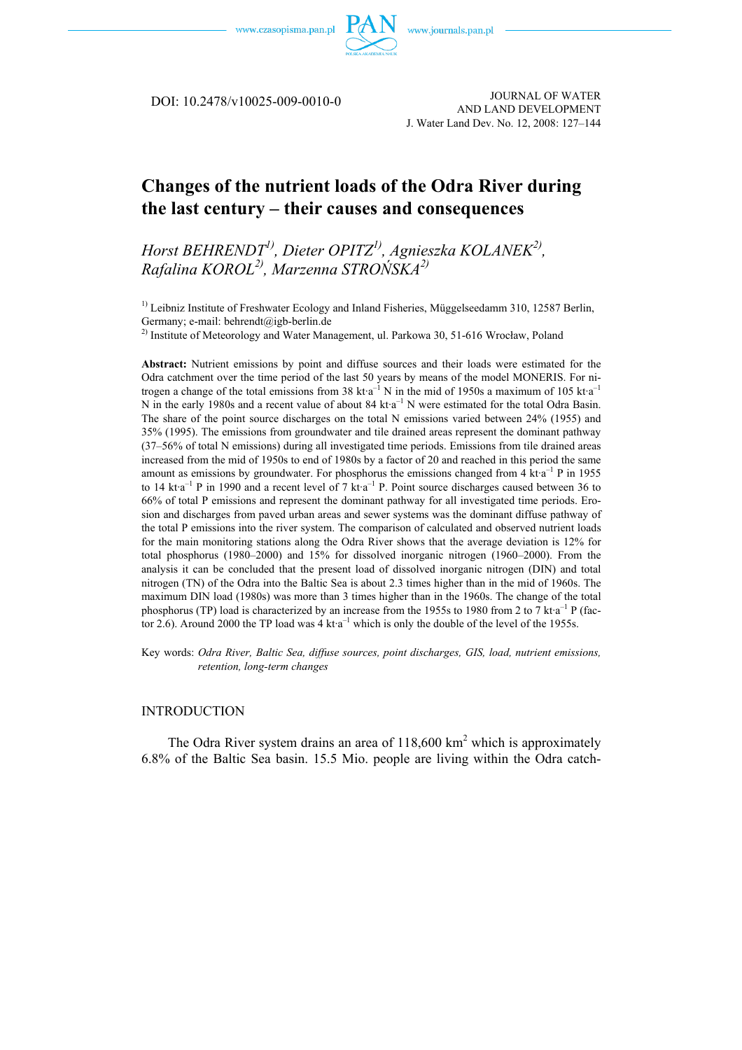DOI: 10.2478/v10025-009-0010-0

JOURNAL OF WATER AND LAND DEVELOPMENT
J. Water Land Dev. No. 12, 2008: 127–144

# Changes of the nutrient loads of the Odra River during the last century – their causes and consequences

*Horst BEHRENDT*[1]*, Dieter OPITZ*[1]*, Agnieszka KOLANEK*[2]*, Rafalina KOROL*[2]*, Marzenna STROŃSKA*[2]

[1] Leibniz Institute of Freshwater Ecology and Inland Fisheries, Müggelseedamm 310, 12587 Berlin, Germany; e-mail: behrendt@igb-berlin.de

[2] Institute of Meteorology and Water Management, ul. Parkowa 30, 51-616 Wrocław, Poland

**Abstract:** Nutrient emissions by point and diffuse sources and their loads were estimated for the Odra catchment over the time period of the last 50 years by means of the model MONERIS. For nitrogen a change of the total emissions from 38 $kt \cdot a^{-1}$ N in the mid of 1950s a maximum of 105 $kt \cdot a^{-1}$ N in the early 1980s and a recent value of about 84 $kt \cdot a^{-1}$ N were estimated for the total Odra Basin. The share of the point source discharges on the total N emissions varied between 24% (1955) and 35% (1995). The emissions from groundwater and tile drained areas represent the dominant pathway (37–56% of total N emissions) during all investigated time periods. Emissions from tile drained areas increased from the mid of 1950s to end of 1980s by a factor of 20 and reached in this period the same amount as emissions by groundwater. For phosphorus the emissions changed from 4 $kt \cdot a^{-1}$ P in 1955 to 14 $kt \cdot a^{-1}$ P in 1990 and a recent level of 7 $kt \cdot a^{-1}$ P. Point source discharges caused between 36 to 66% of total P emissions and represent the dominant pathway for all investigated time periods. Erosion and discharges from paved urban areas and sewer systems was the dominant diffuse pathway of the total P emissions into the river system. The comparison of calculated and observed nutrient loads for the main monitoring stations along the Odra River shows that the average deviation is 12% for total phosphorus (1980–2000) and 15% for dissolved inorganic nitrogen (1960–2000). From the analysis it can be concluded that the present load of dissolved inorganic nitrogen (DIN) and total nitrogen (TN) of the Odra into the Baltic Sea is about 2.3 times higher than in the mid of 1960s. The maximum DIN load (1980s) was more than 3 times higher than in the 1960s. The change of the total phosphorus (TP) load is characterized by an increase from the 1955s to 1980 from 2 to 7 $kt \cdot a^{-1}$ P (factor 2.6). Around 2000 the TP load was 4 $kt \cdot a^{-1}$ which is only the double of the level of the 1955s.

Key words: *Odra River, Baltic Sea, diffuse sources, point discharges, GIS, load, nutrient emissions, retention, long-term changes*

## INTRODUCTION

The Odra River system drains an area of 118,600 $km^2$ which is approximately 6.8% of the Baltic Sea basin. 15.5 Mio. people are living within the Odra catch-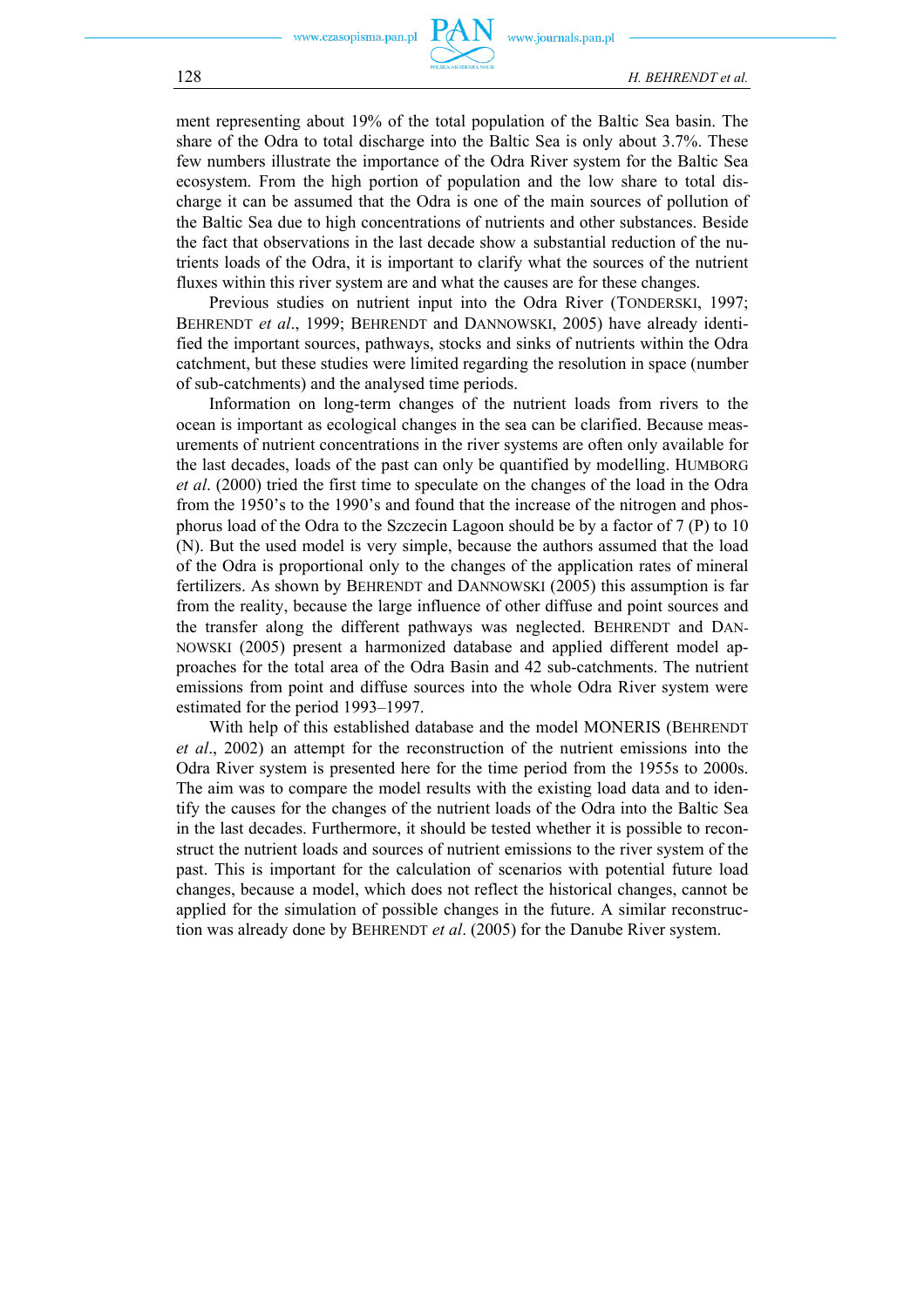ment representing about 19% of the total population of the Baltic Sea basin. The share of the Odra to total discharge into the Baltic Sea is only about 3.7%. These few numbers illustrate the importance of the Odra River system for the Baltic Sea ecosystem. From the high portion of population and the low share to total discharge it can be assumed that the Odra is one of the main sources of pollution of the Baltic Sea due to high concentrations of nutrients and other substances. Beside the fact that observations in the last decade show a substantial reduction of the nutrients loads of the Odra, it is important to clarify what the sources of the nutrient fluxes within this river system are and what the causes are for these changes.

Previous studies on nutrient input into the Odra River (TONDERSKI, 1997; BEHRENDT *et al*., 1999; BEHRENDT and DANNOWSKI, 2005) have already identified the important sources, pathways, stocks and sinks of nutrients within the Odra catchment, but these studies were limited regarding the resolution in space (number of sub-catchments) and the analysed time periods.

Information on long-term changes of the nutrient loads from rivers to the ocean is important as ecological changes in the sea can be clarified. Because measurements of nutrient concentrations in the river systems are often only available for the last decades, loads of the past can only be quantified by modelling. HUMBORG *et al*. (2000) tried the first time to speculate on the changes of the load in the Odra from the 1950's to the 1990's and found that the increase of the nitrogen and phosphorus load of the Odra to the Szczecin Lagoon should be by a factor of 7 (P) to 10 (N). But the used model is very simple, because the authors assumed that the load of the Odra is proportional only to the changes of the application rates of mineral fertilizers. As shown by BEHRENDT and DANNOWSKI (2005) this assumption is far from the reality, because the large influence of other diffuse and point sources and the transfer along the different pathways was neglected. BEHRENDT and DANNOWSKI (2005) present a harmonized database and applied different model approaches for the total area of the Odra Basin and 42 sub-catchments. The nutrient emissions from point and diffuse sources into the whole Odra River system were estimated for the period 1993–1997.

With help of this established database and the model MONERIS (BEHRENDT *et al*., 2002) an attempt for the reconstruction of the nutrient emissions into the Odra River system is presented here for the time period from the 1955s to 2000s. The aim was to compare the model results with the existing load data and to identify the causes for the changes of the nutrient loads of the Odra into the Baltic Sea in the last decades. Furthermore, it should be tested whether it is possible to reconstruct the nutrient loads and sources of nutrient emissions to the river system of the past. This is important for the calculation of scenarios with potential future load changes, because a model, which does not reflect the historical changes, cannot be applied for the simulation of possible changes in the future. A similar reconstruction was already done by BEHRENDT *et al*. (2005) for the Danube River system.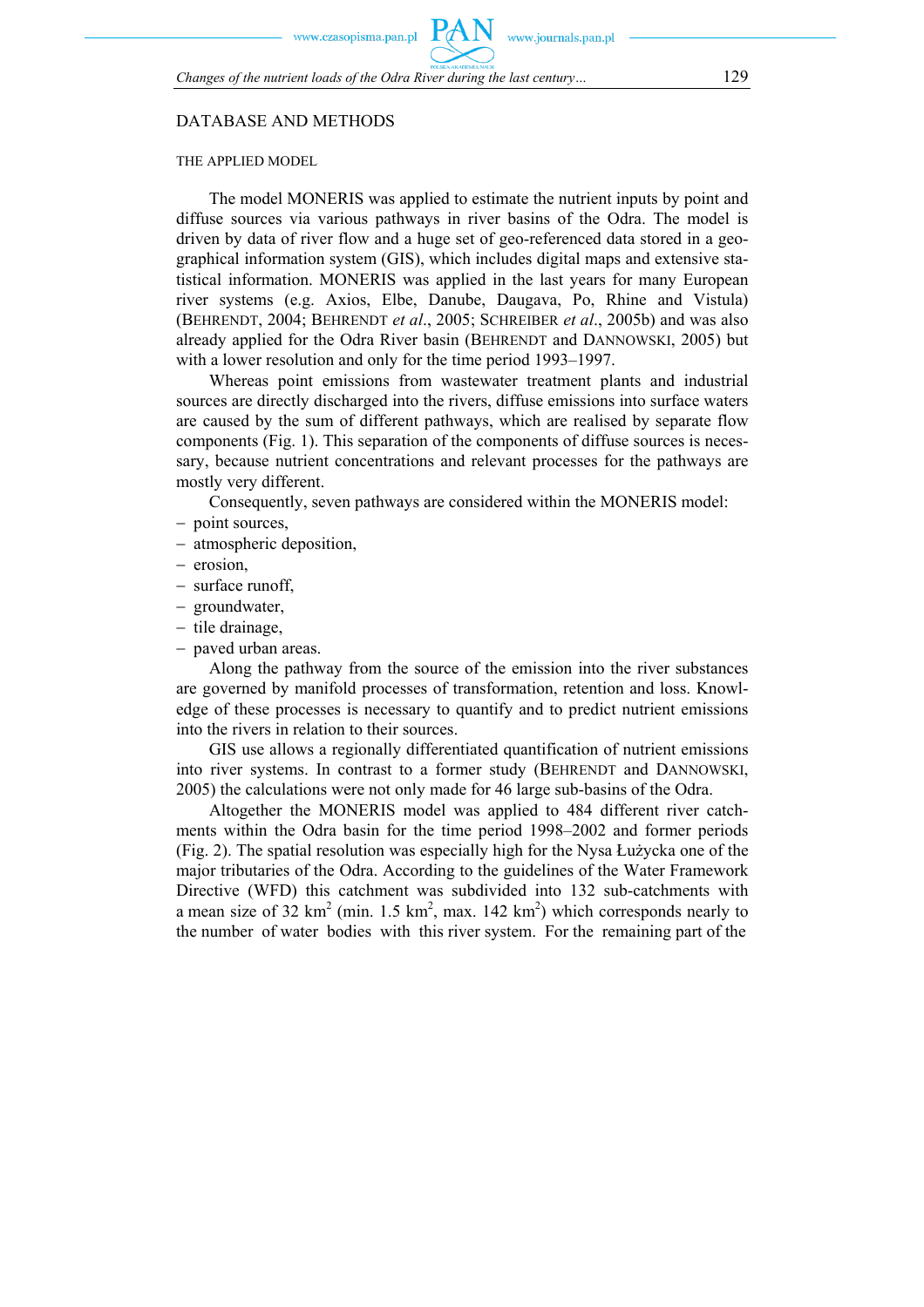## DATABASE AND METHODS

### THE APPLIED MODEL

The model MONERIS was applied to estimate the nutrient inputs by point and diffuse sources via various pathways in river basins of the Odra. The model is driven by data of river flow and a huge set of geo-referenced data stored in a geographical information system (GIS), which includes digital maps and extensive statistical information. MONERIS was applied in the last years for many European river systems (e.g. Axios, Elbe, Danube, Daugava, Po, Rhine and Vistula) (BEHRENDT, 2004; BEHRENDT *et al*., 2005; SCHREIBER *et al*., 2005b) and was also already applied for the Odra River basin (BEHRENDT and DANNOWSKI, 2005) but with a lower resolution and only for the time period 1993–1997.

Whereas point emissions from wastewater treatment plants and industrial sources are directly discharged into the rivers, diffuse emissions into surface waters are caused by the sum of different pathways, which are realised by separate flow components (Fig. 1). This separation of the components of diffuse sources is necessary, because nutrient concentrations and relevant processes for the pathways are mostly very different.

Consequently, seven pathways are considered within the MONERIS model:
- point sources,
- atmospheric deposition,
- erosion,
- surface runoff,
- groundwater,
- tile drainage,
- paved urban areas.

Along the pathway from the source of the emission into the river substances are governed by manifold processes of transformation, retention and loss. Knowledge of these processes is necessary to quantify and to predict nutrient emissions into the rivers in relation to their sources.

GIS use allows a regionally differentiated quantification of nutrient emissions into river systems. In contrast to a former study (BEHRENDT and DANNOWSKI, 2005) the calculations were not only made for 46 large sub-basins of the Odra.

Altogether the MONERIS model was applied to 484 different river catchments within the Odra basin for the time period 1998–2002 and former periods (Fig. 2). The spatial resolution was especially high for the Nysa Łużycka one of the major tributaries of the Odra. According to the guidelines of the Water Framework Directive (WFD) this catchment was subdivided into 132 sub-catchments with a mean size of 32 km$^2$ (min. 1.5 km$^2$, max. 142 km$^2$) which corresponds nearly to the number of water bodies with this river system. For the remaining part of the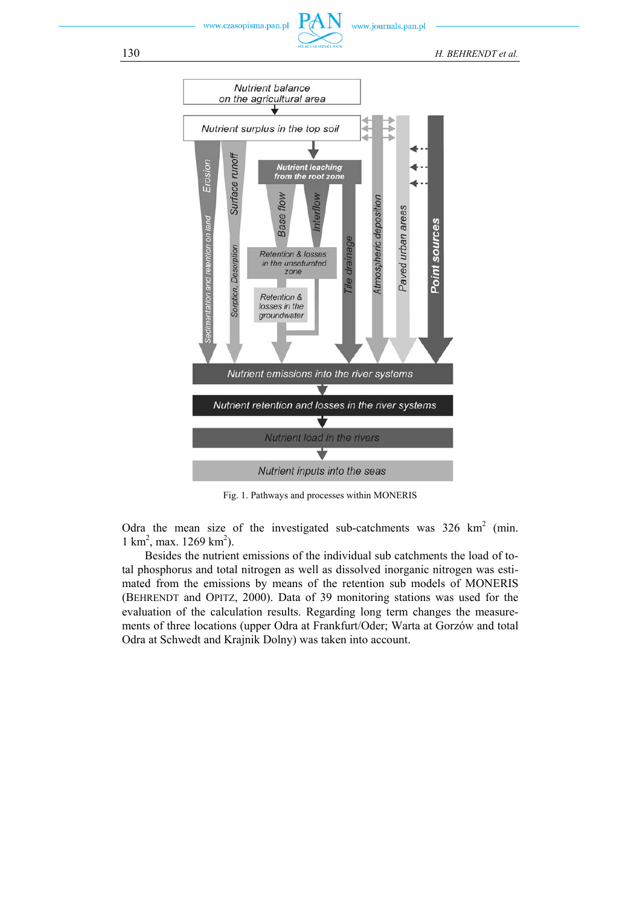Fig. 1. Pathways and processes within MONERIS

Odra the mean size of the investigated sub-catchments was 326 km$^2$ (min. 1 km$^2$, max. 1269 km$^2$).

Besides the nutrient emissions of the individual sub catchments the load of total phosphorus and total nitrogen as well as dissolved inorganic nitrogen was estimated from the emissions by means of the retention sub models of MONERIS (BEHRENDT and OPITZ, 2000). Data of 39 monitoring stations was used for the evaluation of the calculation results. Regarding long term changes the measurements of three locations (upper Odra at Frankfurt/Oder; Warta at Gorzów and total Odra at Schwedt and Krajnik Dolny) was taken into account.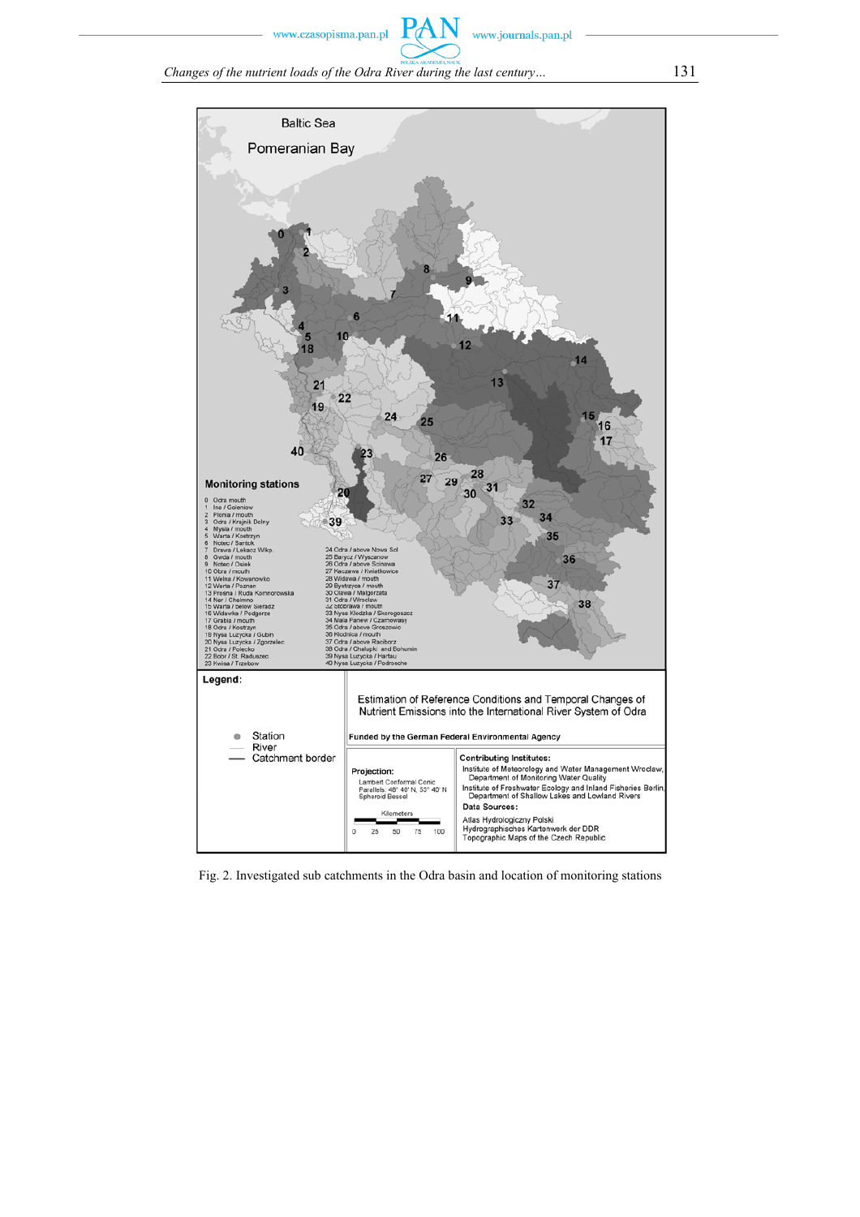Fig. 2. Investigated sub catchments in the Odra basin and location of monitoring stations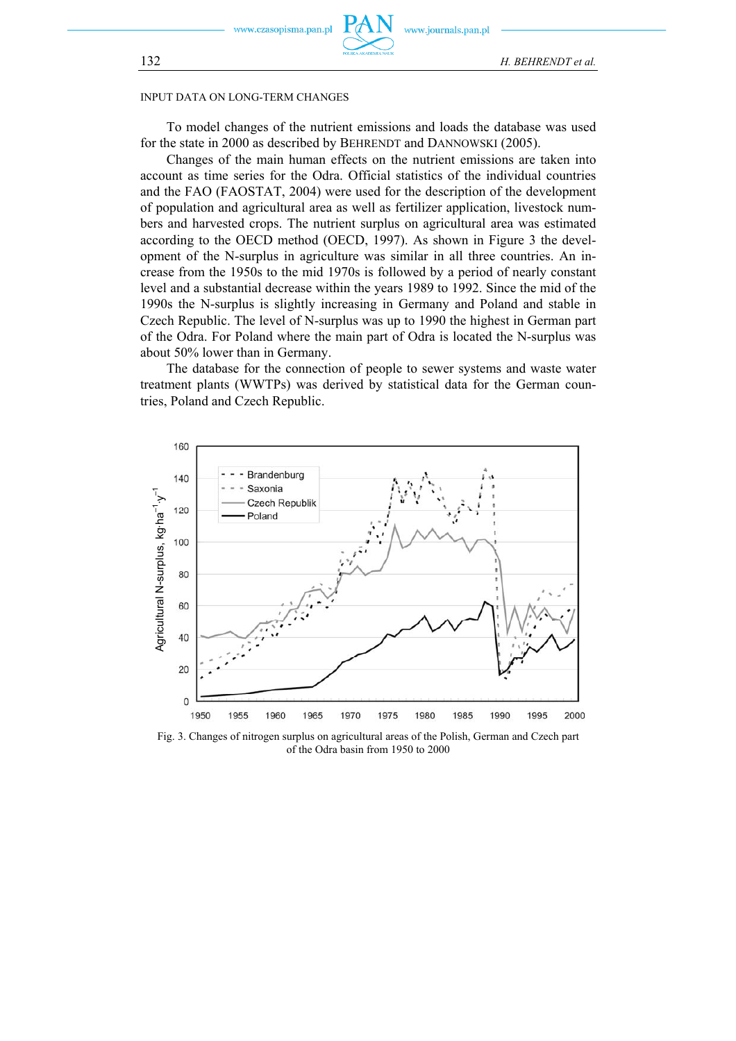INPUT DATA ON LONG-TERM CHANGES

To model changes of the nutrient emissions and loads the database was used for the state in 2000 as described by BEHRENDT and DANNOWSKI (2005).

Changes of the main human effects on the nutrient emissions are taken into account as time series for the Odra. Official statistics of the individual countries and the FAO (FAOSTAT, 2004) were used for the description of the development of population and agricultural area as well as fertilizer application, livestock numbers and harvested crops. The nutrient surplus on agricultural area was estimated according to the OECD method (OECD, 1997). As shown in Figure 3 the development of the N-surplus in agriculture was similar in all three countries. An increase from the 1950s to the mid 1970s is followed by a period of nearly constant level and a substantial decrease within the years 1989 to 1992. Since the mid of the 1990s the N-surplus is slightly increasing in Germany and Poland and stable in Czech Republic. The level of N-surplus was up to 1990 the highest in German part of the Odra. For Poland where the main part of Odra is located the N-surplus was about 50% lower than in Germany.

The database for the connection of people to sewer systems and waste water treatment plants (WWTPs) was derived by statistical data for the German countries, Poland and Czech Republic.

Fig. 3. Changes of nitrogen surplus on agricultural areas of the Polish, German and Czech part of the Odra basin from 1950 to 2000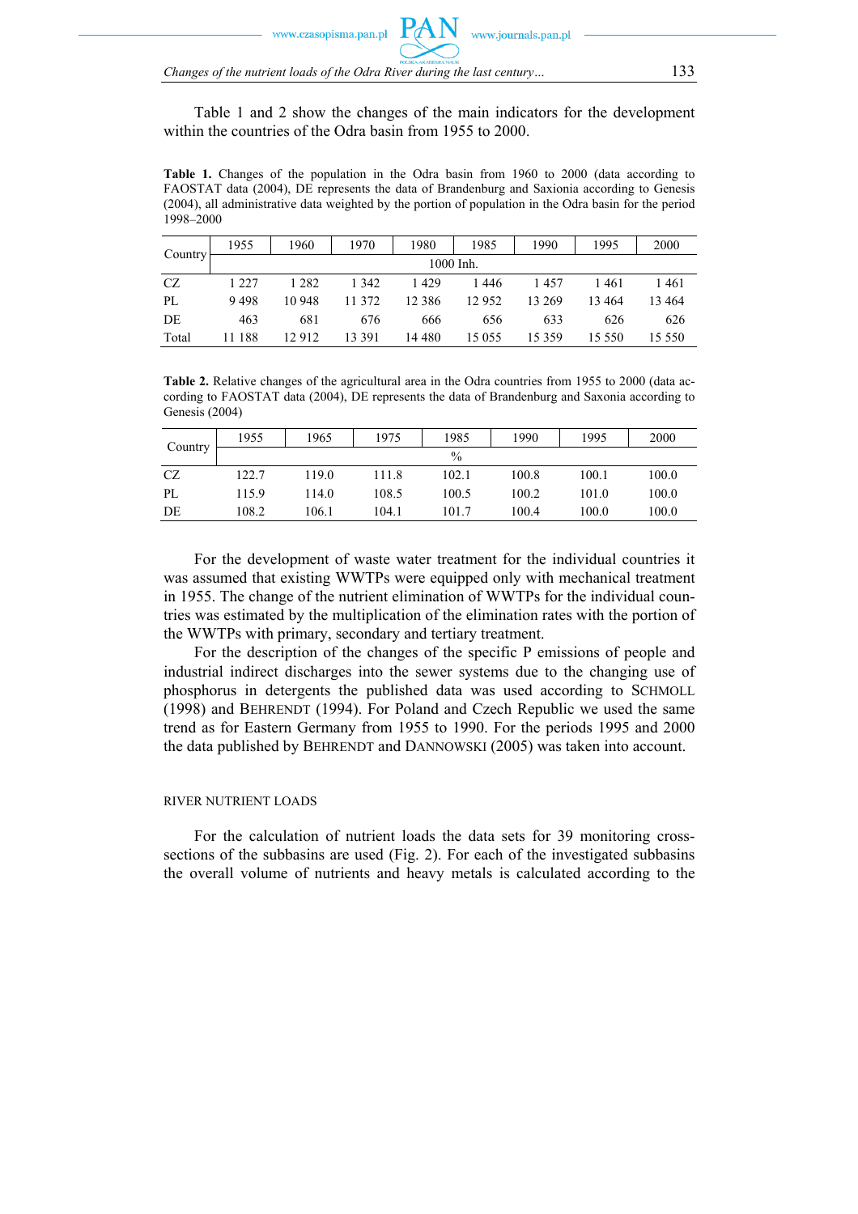Table 1 and 2 show the changes of the main indicators for the development within the countries of the Odra basin from 1955 to 2000.

**Table 1.** Changes of the population in the Odra basin from 1960 to 2000 (data according to FAOSTAT data (2004), DE represents the data of Brandenburg and Saxonia according to Genesis (2004), all administrative data weighted by the portion of population in the Odra basin for the period 1998–2000

| Country | 1955 | 1960 | 1970 | 1980 | 1985 | 1990 | 1995 | 2000 |
|---|---|---|---|---|---|---|---|---|
| | 1000 Inh. | | | | | | | |
| CZ | 1 227 | 1 282 | 1 342 | 1 429 | 1 446 | 1 457 | 1 461 | 1 461 |
| PL | 9 498 | 10 948 | 11 372 | 12 386 | 12 952 | 13 269 | 13 464 | 13 464 |
| DE | 463 | 681 | 676 | 666 | 656 | 633 | 626 | 626 |
| Total | 11 188 | 12 912 | 13 391 | 14 480 | 15 055 | 15 359 | 15 550 | 15 550 |

**Table 2.** Relative changes of the agricultural area in the Odra countries from 1955 to 2000 (data according to FAOSTAT data (2004), DE represents the data of Brandenburg and Saxonia according to Genesis (2004)

| Country | 1955 | 1965 | 1975 | 1985 | 1990 | 1995 | 2000 |
|---|---|---|---|---|---|---|---|
| | % | | | | | | |
| CZ | 122.7 | 119.0 | 111.8 | 102.1 | 100.8 | 100.1 | 100.0 |
| PL | 115.9 | 114.0 | 108.5 | 100.5 | 100.2 | 101.0 | 100.0 |
| DE | 108.2 | 106.1 | 104.1 | 101.7 | 100.4 | 100.0 | 100.0 |

For the development of waste water treatment for the individual countries it was assumed that existing WWTPs were equipped only with mechanical treatment in 1955. The change of the nutrient elimination of WWTPs for the individual countries was estimated by the multiplication of the elimination rates with the portion of the WWTPs with primary, secondary and tertiary treatment.

For the description of the changes of the specific P emissions of people and industrial indirect discharges into the sewer systems due to the changing use of phosphorus in detergents the published data was used according to SCHMOLL (1998) and BEHRENDT (1994). For Poland and Czech Republic we used the same trend as for Eastern Germany from 1955 to 1990. For the periods 1995 and 2000 the data published by BEHRENDT and DANNOWSKI (2005) was taken into account.

## RIVER NUTRIENT LOADS

For the calculation of nutrient loads the data sets for 39 monitoring cross-sections of the subbasins are used (Fig. 2). For each of the investigated subbasins the overall volume of nutrients and heavy metals is calculated according to the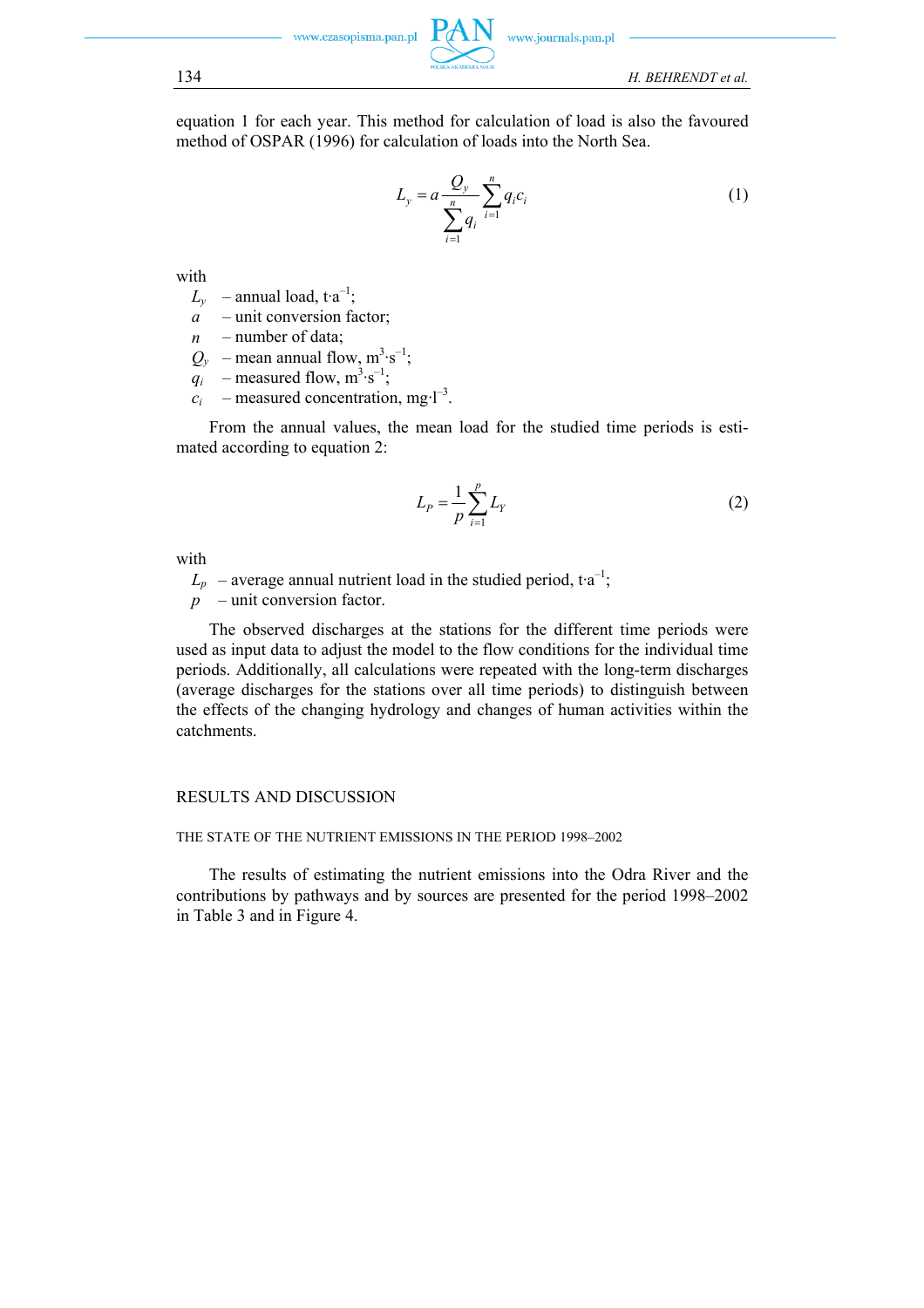equation 1 for each year. This method for calculation of load is also the favoured method of OSPAR (1996) for calculation of loads into the North Sea.

$$L_y = a \frac{Q_y}{\sum_{i=1}^{n} q_i} \sum_{i=1}^{n} q_i c_i \tag{1}$$

with

$L_y$ – annual load, t·a$^{-1}$;
$a$ – unit conversion factor;
$n$ – number of data;
$Q_y$ – mean annual flow, m$^3$·s$^{-1}$;
$q_i$ – measured flow, m$^3$·s$^{-1}$;
$c_i$ – measured concentration, mg·l$^{-3}$.

From the annual values, the mean load for the studied time periods is estimated according to equation 2:

$$L_P = \frac{1}{p} \sum_{i=1}^{p} L_Y \tag{2}$$

with

$L_p$ – average annual nutrient load in the studied period, t·a$^{-1}$;
$p$ – unit conversion factor.

The observed discharges at the stations for the different time periods were used as input data to adjust the model to the flow conditions for the individual time periods. Additionally, all calculations were repeated with the long-term discharges (average discharges for the stations over all time periods) to distinguish between the effects of the changing hydrology and changes of human activities within the catchments.

## RESULTS AND DISCUSSION

### THE STATE OF THE NUTRIENT EMISSIONS IN THE PERIOD 1998–2002

The results of estimating the nutrient emissions into the Odra River and the contributions by pathways and by sources are presented for the period 1998–2002 in Table 3 and in Figure 4.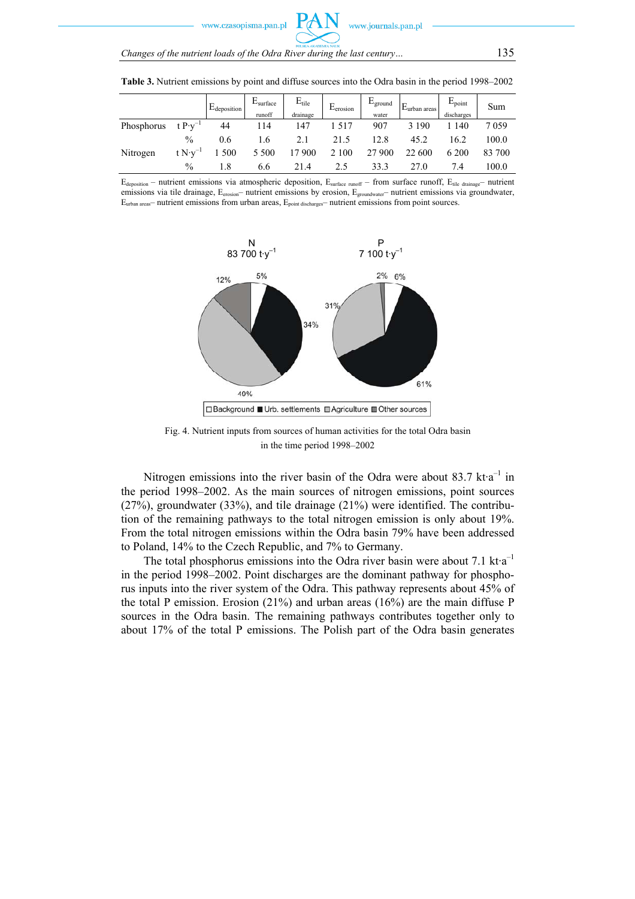**Table 3.** Nutrient emissions by point and diffuse sources into the Odra basin in the period 1998–2002

| | | $E_{deposition}$ | $E_{surface\ runoff}$ | $E_{tile\ drainage}$ | $E_{erosion}$ | $E_{ground\ water}$ | $E_{urban\ areas}$ | $E_{point\ discharges}$ | Sum |
|---|---|---|---|---|---|---|---|---|---|
| Phosphorus | $t\ P \cdot y^{-1}$ | 44 | 114 | 147 | 1 517 | 907 | 3 190 | 1 140 | 7 059 |
| | % | 0.6 | 1.6 | 2.1 | 21.5 | 12.8 | 45.2 | 16.2 | 100.0 |
| Nitrogen | $t\ N \cdot y^{-1}$ | 1 500 | 5 500 | 17 900 | 2 100 | 27 900 | 22 600 | 6 200 | 83 700 |
| | % | 1.8 | 6.6 | 21.4 | 2.5 | 33.3 | 27.0 | 7.4 | 100.0 |

$E_{deposition}$ – nutrient emissions via atmospheric deposition, $E_{surface\ runoff}$ – from surface runoff, $E_{tile\ drainage}$– nutrient emissions via tile drainage, $E_{erosion}$– nutrient emissions by erosion, $E_{groundwater}$– nutrient emissions via groundwater, $E_{urban\ areas}$– nutrient emissions from urban areas, $E_{point\ discharges}$– nutrient emissions from point sources.

Fig. 4. Nutrient inputs from sources of human activities for the total Odra basin in the time period 1998–2002

Nitrogen emissions into the river basin of the Odra were about 83.7 $kt \cdot a^{-1}$ in the period 1998–2002. As the main sources of nitrogen emissions, point sources (27%), groundwater (33%), and tile drainage (21%) were identified. The contribution of the remaining pathways to the total nitrogen emission is only about 19%. From the total nitrogen emissions within the Odra basin 79% have been addressed to Poland, 14% to the Czech Republic, and 7% to Germany.

The total phosphorus emissions into the Odra river basin were about 7.1 $kt \cdot a^{-1}$ in the period 1998–2002. Point discharges are the dominant pathway for phosphorus inputs into the river system of the Odra. This pathway represents about 45% of the total P emission. Erosion (21%) and urban areas (16%) are the main diffuse P sources in the Odra basin. The remaining pathways contributes together only to about 17% of the total P emissions. The Polish part of the Odra basin generates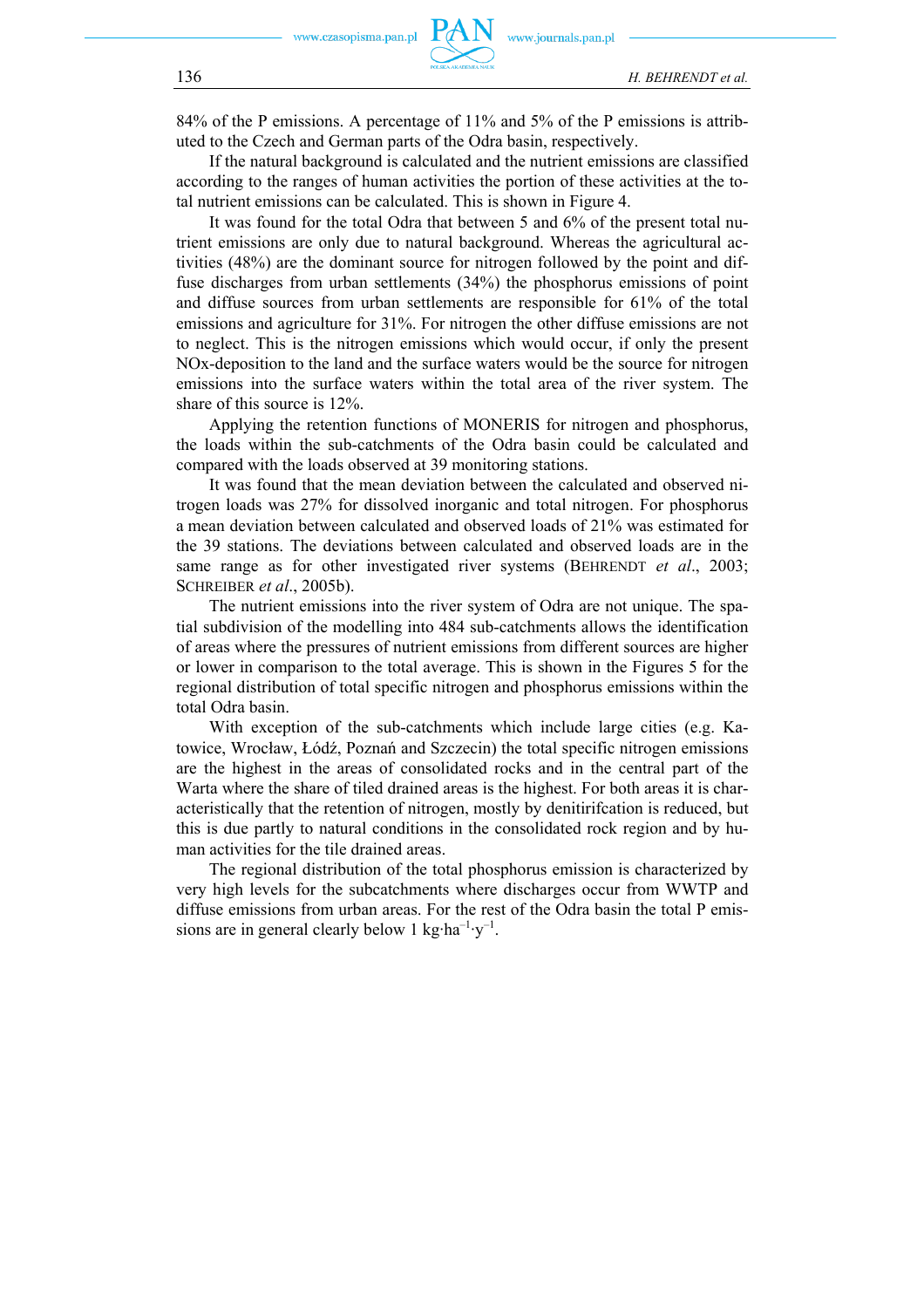84% of the P emissions. A percentage of 11% and 5% of the P emissions is attributed to the Czech and German parts of the Odra basin, respectively.

If the natural background is calculated and the nutrient emissions are classified according to the ranges of human activities the portion of these activities at the total nutrient emissions can be calculated. This is shown in Figure 4.

It was found for the total Odra that between 5 and 6% of the present total nutrient emissions are only due to natural background. Whereas the agricultural activities (48%) are the dominant source for nitrogen followed by the point and diffuse discharges from urban settlements (34%) the phosphorus emissions of point and diffuse sources from urban settlements are responsible for 61% of the total emissions and agriculture for 31%. For nitrogen the other diffuse emissions are not to neglect. This is the nitrogen emissions which would occur, if only the present NOx-deposition to the land and the surface waters would be the source for nitrogen emissions into the surface waters within the total area of the river system. The share of this source is 12%.

Applying the retention functions of MONERIS for nitrogen and phosphorus, the loads within the sub-catchments of the Odra basin could be calculated and compared with the loads observed at 39 monitoring stations.

It was found that the mean deviation between the calculated and observed nitrogen loads was 27% for dissolved inorganic and total nitrogen. For phosphorus a mean deviation between calculated and observed loads of 21% was estimated for the 39 stations. The deviations between calculated and observed loads are in the same range as for other investigated river systems (BEHRENDT *et al*., 2003; SCHREIBER *et al*., 2005b).

The nutrient emissions into the river system of Odra are not unique. The spatial subdivision of the modelling into 484 sub-catchments allows the identification of areas where the pressures of nutrient emissions from different sources are higher or lower in comparison to the total average. This is shown in the Figures 5 for the regional distribution of total specific nitrogen and phosphorus emissions within the total Odra basin.

With exception of the sub-catchments which include large cities (e.g. Katowice, Wrocław, Łódź, Poznań and Szczecin) the total specific nitrogen emissions are the highest in the areas of consolidated rocks and in the central part of the Warta where the share of tiled drained areas is the highest. For both areas it is characteristically that the retention of nitrogen, mostly by denitirifcation is reduced, but this is due partly to natural conditions in the consolidated rock region and by human activities for the tile drained areas.

The regional distribution of the total phosphorus emission is characterized by very high levels for the subcatchments where discharges occur from WWTP and diffuse emissions from urban areas. For the rest of the Odra basin the total P emissions are in general clearly below 1 $kg \cdot ha^{-1} \cdot y^{-1}$.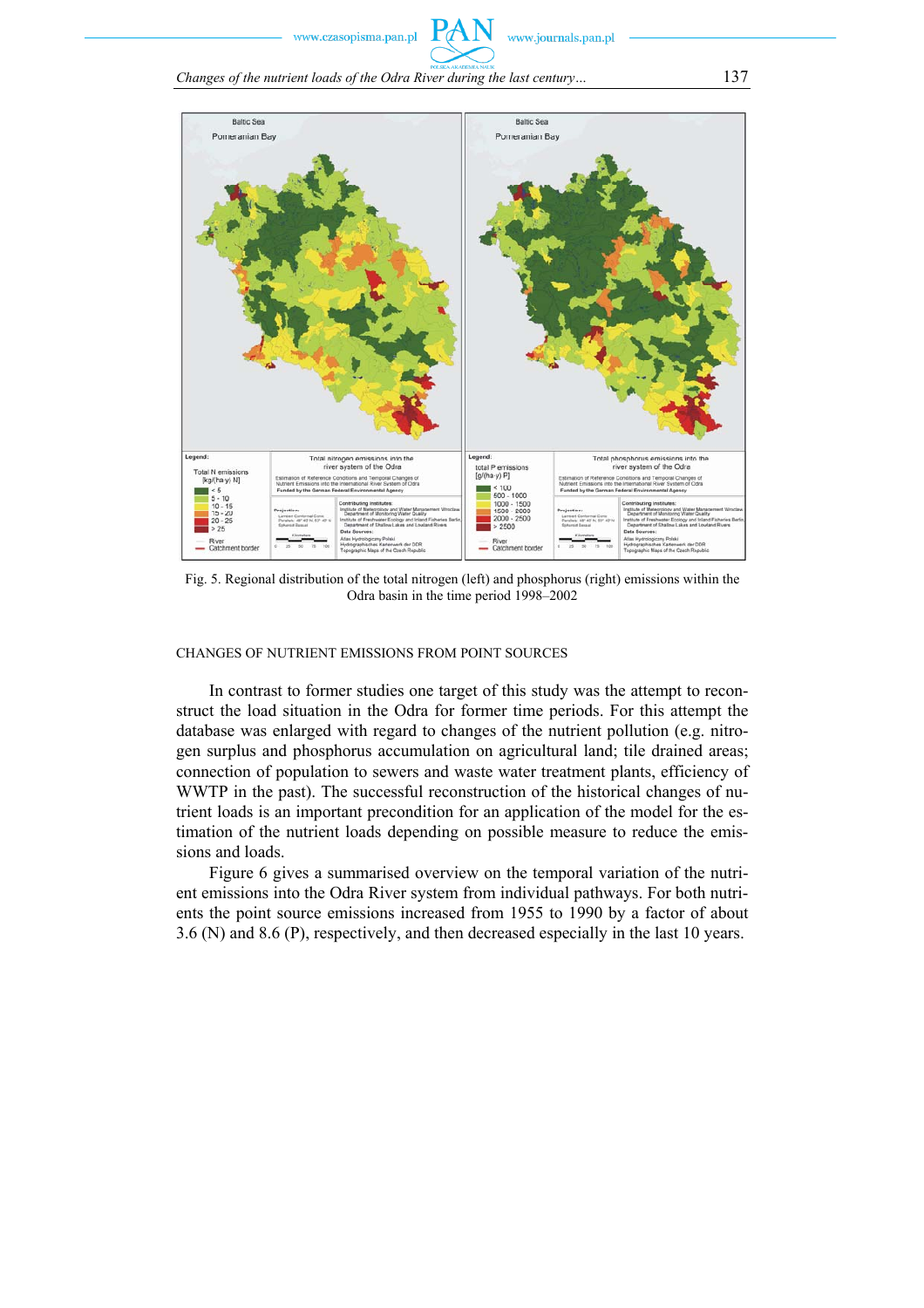Fig. 5. Regional distribution of the total nitrogen (left) and phosphorus (right) emissions within the Odra basin in the time period 1998–2002

## CHANGES OF NUTRIENT EMISSIONS FROM POINT SOURCES

In contrast to former studies one target of this study was the attempt to reconstruct the load situation in the Odra for former time periods. For this attempt the database was enlarged with regard to changes of the nutrient pollution (e.g. nitrogen surplus and phosphorus accumulation on agricultural land; tile drained areas; connection of population to sewers and waste water treatment plants, efficiency of WWTP in the past). The successful reconstruction of the historical changes of nutrient loads is an important precondition for an application of the model for the estimation of the nutrient loads depending on possible measure to reduce the emissions and loads.

Figure 6 gives a summarised overview on the temporal variation of the nutrient emissions into the Odra River system from individual pathways. For both nutrients the point source emissions increased from 1955 to 1990 by a factor of about 3.6 (N) and 8.6 (P), respectively, and then decreased especially in the last 10 years.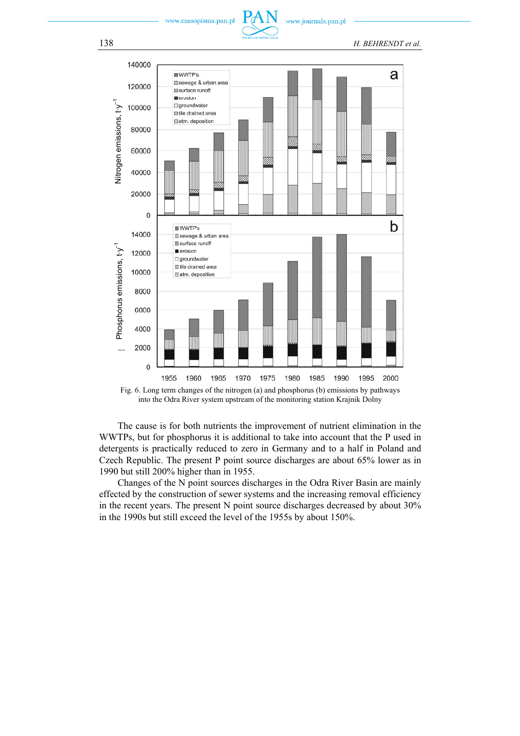Fig. 6. Long term changes of the nitrogen (a) and phosphorus (b) emissions by pathways into the Odra River system upstream of the monitoring station Krajnik Dolny

The cause is for both nutrients the improvement of nutrient elimination in the WWTPs, but for phosphorus it is additional to take into account that the P used in detergents is practically reduced to zero in Germany and to a half in Poland and Czech Republic. The present P point source discharges are about 65% lower as in 1990 but still 200% higher than in 1955.

Changes of the N point sources discharges in the Odra River Basin are mainly effected by the construction of sewer systems and the increasing removal efficiency in the recent years. The present N point source discharges decreased by about 30% in the 1990s but still exceed the level of the 1955s by about 150%.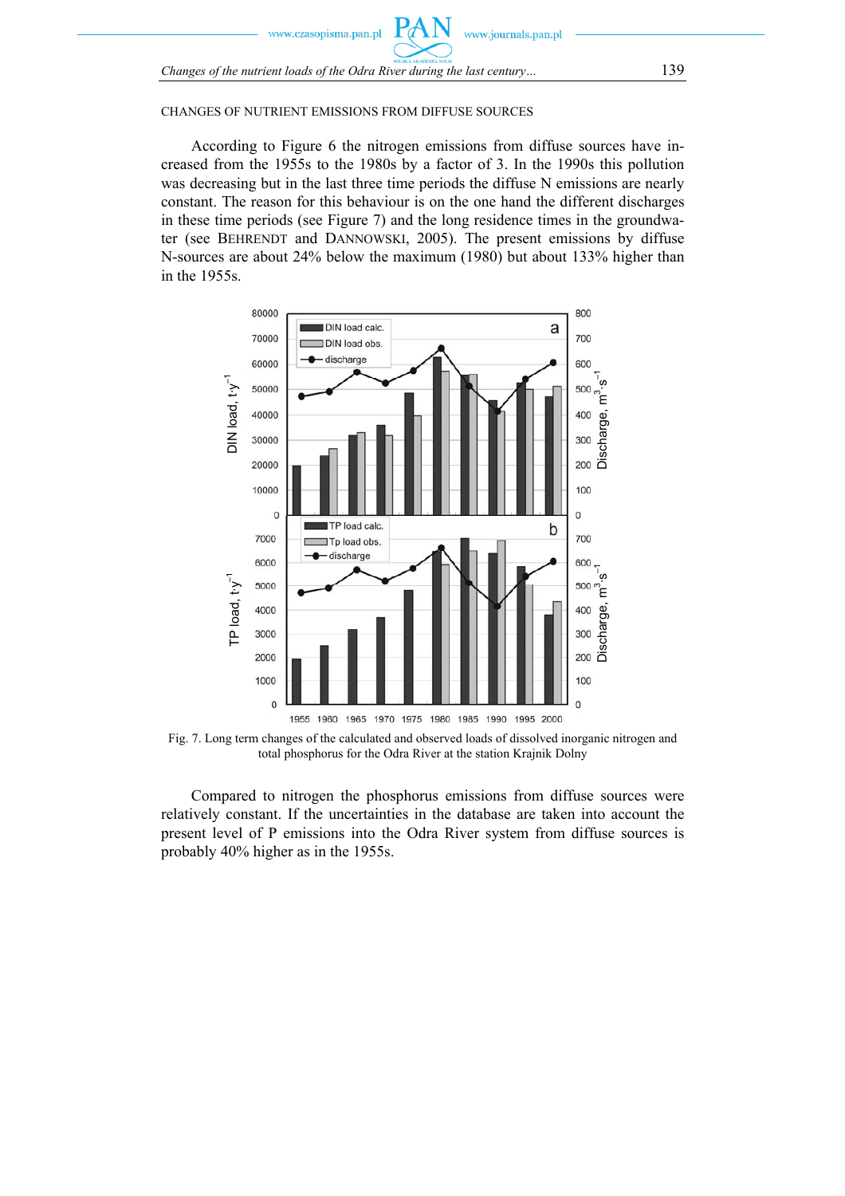CHANGES OF NUTRIENT EMISSIONS FROM DIFFUSE SOURCES

According to Figure 6 the nitrogen emissions from diffuse sources have increased from the 1955s to the 1980s by a factor of 3. In the 1990s this pollution was decreasing but in the last three time periods the diffuse N emissions are nearly constant. The reason for this behaviour is on the one hand the different discharges in these time periods (see Figure 7) and the long residence times in the groundwater (see BEHRENDT and DANNOWSKI, 2005). The present emissions by diffuse N-sources are about 24% below the maximum (1980) but about 133% higher than in the 1955s.

Fig. 7. Long term changes of the calculated and observed loads of dissolved inorganic nitrogen and total phosphorus for the Odra River at the station Krajnik Dolny

Compared to nitrogen the phosphorus emissions from diffuse sources were relatively constant. If the uncertainties in the database are taken into account the present level of P emissions into the Odra River system from diffuse sources is probably 40% higher as in the 1955s.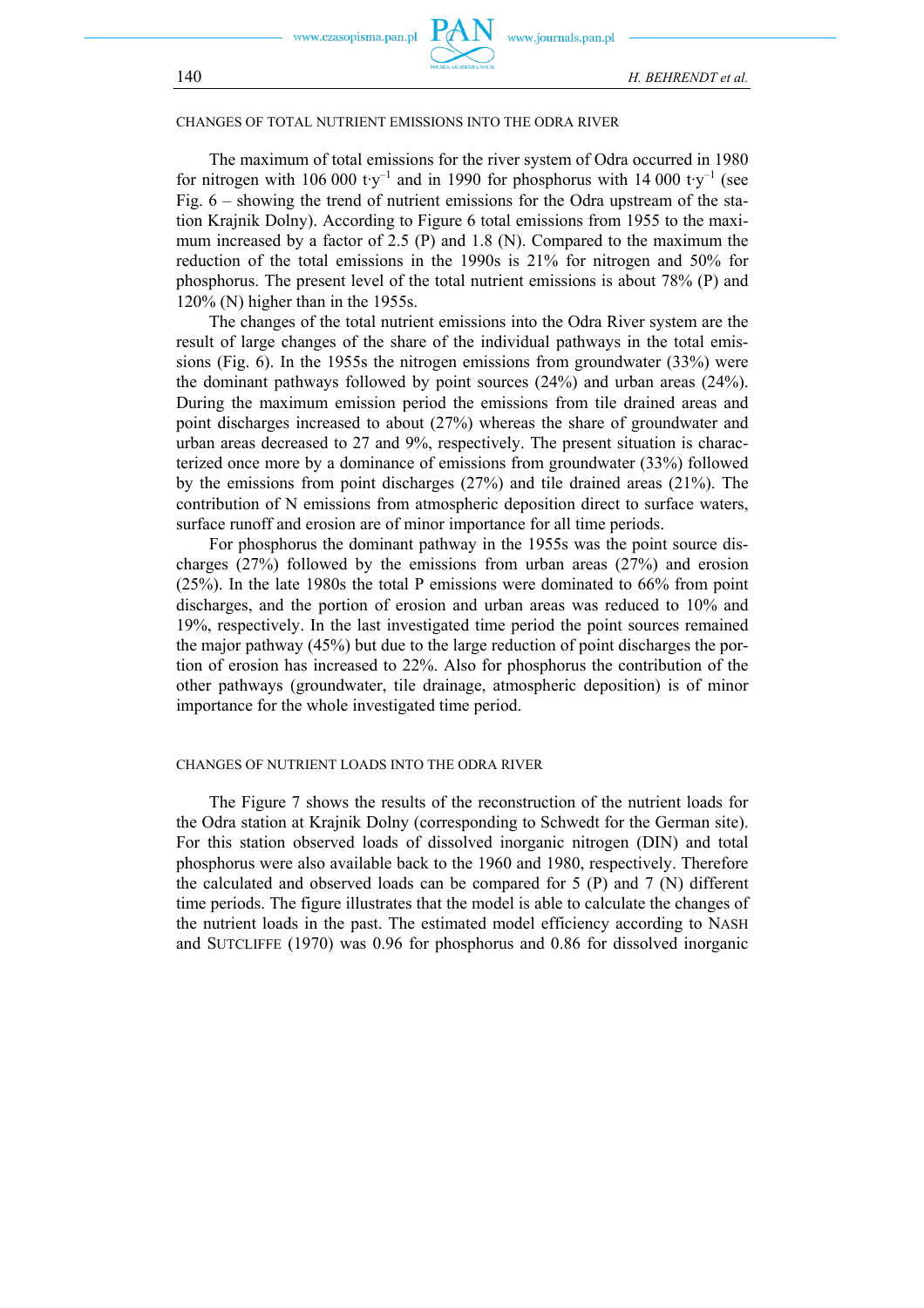### CHANGES OF TOTAL NUTRIENT EMISSIONS INTO THE ODRA RIVER

The maximum of total emissions for the river system of Odra occurred in 1980 for nitrogen with 106 000 $t \cdot y^{-1}$ and in 1990 for phosphorus with 14 000 $t \cdot y^{-1}$ (see Fig. 6 – showing the trend of nutrient emissions for the Odra upstream of the station Krajnik Dolny). According to Figure 6 total emissions from 1955 to the maximum increased by a factor of 2.5 (P) and 1.8 (N). Compared to the maximum the reduction of the total emissions in the 1990s is 21% for nitrogen and 50% for phosphorus. The present level of the total nutrient emissions is about 78% (P) and 120% (N) higher than in the 1955s.

The changes of the total nutrient emissions into the Odra River system are the result of large changes of the share of the individual pathways in the total emissions (Fig. 6). In the 1955s the nitrogen emissions from groundwater (33%) were the dominant pathways followed by point sources (24%) and urban areas (24%). During the maximum emission period the emissions from tile drained areas and point discharges increased to about (27%) whereas the share of groundwater and urban areas decreased to 27 and 9%, respectively. The present situation is characterized once more by a dominance of emissions from groundwater (33%) followed by the emissions from point discharges (27%) and tile drained areas (21%). The contribution of N emissions from atmospheric deposition direct to surface waters, surface runoff and erosion are of minor importance for all time periods.

For phosphorus the dominant pathway in the 1955s was the point source discharges (27%) followed by the emissions from urban areas (27%) and erosion (25%). In the late 1980s the total P emissions were dominated to 66% from point discharges, and the portion of erosion and urban areas was reduced to 10% and 19%, respectively. In the last investigated time period the point sources remained the major pathway (45%) but due to the large reduction of point discharges the portion of erosion has increased to 22%. Also for phosphorus the contribution of the other pathways (groundwater, tile drainage, atmospheric deposition) is of minor importance for the whole investigated time period.

### CHANGES OF NUTRIENT LOADS INTO THE ODRA RIVER

The Figure 7 shows the results of the reconstruction of the nutrient loads for the Odra station at Krajnik Dolny (corresponding to Schwedt for the German site). For this station observed loads of dissolved inorganic nitrogen (DIN) and total phosphorus were also available back to the 1960 and 1980, respectively. Therefore the calculated and observed loads can be compared for 5 (P) and 7 (N) different time periods. The figure illustrates that the model is able to calculate the changes of the nutrient loads in the past. The estimated model efficiency according to NASH and SUTCLIFFE (1970) was 0.96 for phosphorus and 0.86 for dissolved inorganic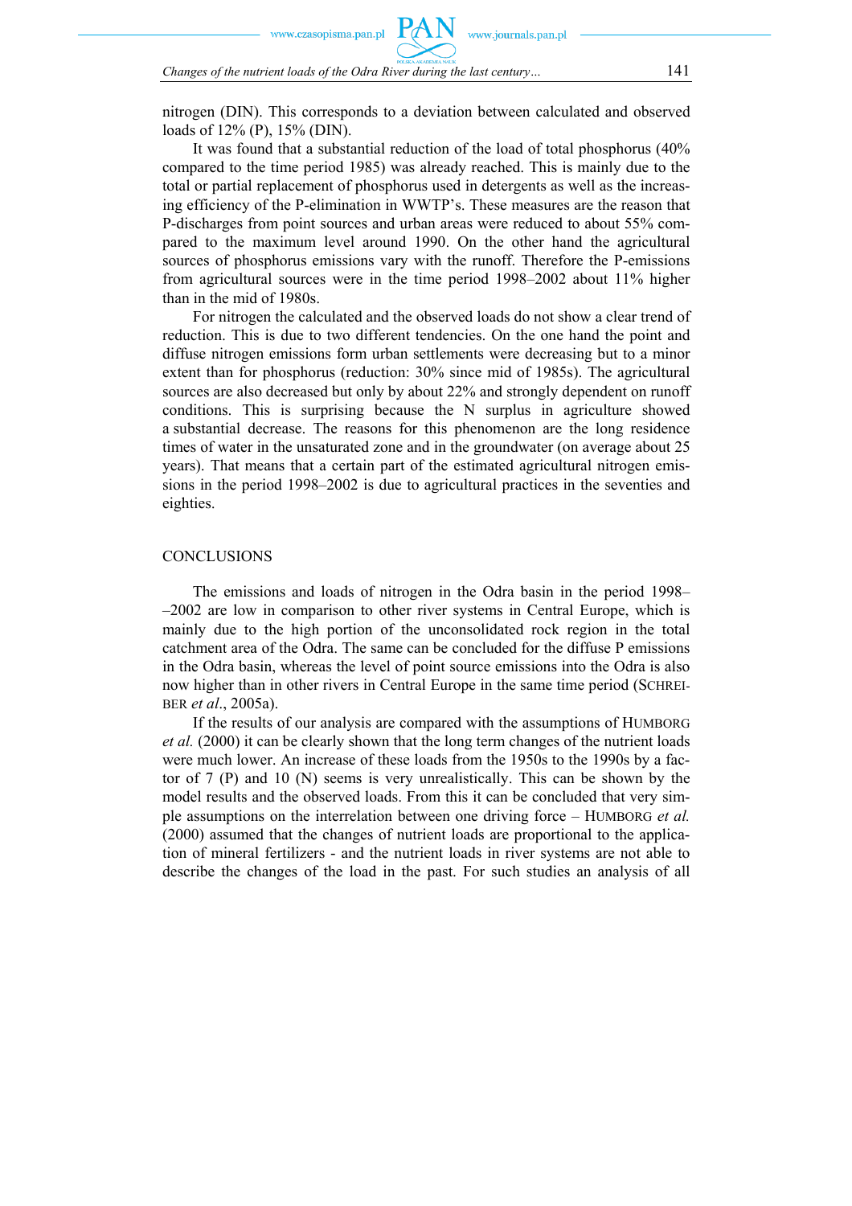nitrogen (DIN). This corresponds to a deviation between calculated and observed loads of 12% (P), 15% (DIN).

It was found that a substantial reduction of the load of total phosphorus (40% compared to the time period 1985) was already reached. This is mainly due to the total or partial replacement of phosphorus used in detergents as well as the increasing efficiency of the P-elimination in WWTP's. These measures are the reason that P-discharges from point sources and urban areas were reduced to about 55% compared to the maximum level around 1990. On the other hand the agricultural sources of phosphorus emissions vary with the runoff. Therefore the P-emissions from agricultural sources were in the time period 1998–2002 about 11% higher than in the mid of 1980s.

For nitrogen the calculated and the observed loads do not show a clear trend of reduction. This is due to two different tendencies. On the one hand the point and diffuse nitrogen emissions form urban settlements were decreasing but to a minor extent than for phosphorus (reduction: 30% since mid of 1985s). The agricultural sources are also decreased but only by about 22% and strongly dependent on runoff conditions. This is surprising because the N surplus in agriculture showed a substantial decrease. The reasons for this phenomenon are the long residence times of water in the unsaturated zone and in the groundwater (on average about 25 years). That means that a certain part of the estimated agricultural nitrogen emissions in the period 1998–2002 is due to agricultural practices in the seventies and eighties.

## CONCLUSIONS

The emissions and loads of nitrogen in the Odra basin in the period 1998––2002 are low in comparison to other river systems in Central Europe, which is mainly due to the high portion of the unconsolidated rock region in the total catchment area of the Odra. The same can be concluded for the diffuse P emissions in the Odra basin, whereas the level of point source emissions into the Odra is also now higher than in other rivers in Central Europe in the same time period (SCHREIBER *et al*., 2005a).

If the results of our analysis are compared with the assumptions of HUMBORG *et al.* (2000) it can be clearly shown that the long term changes of the nutrient loads were much lower. An increase of these loads from the 1950s to the 1990s by a factor of 7 (P) and 10 (N) seems is very unrealistically. This can be shown by the model results and the observed loads. From this it can be concluded that very simple assumptions on the interrelation between one driving force – HUMBORG *et al.* (2000) assumed that the changes of nutrient loads are proportional to the application of mineral fertilizers - and the nutrient loads in river systems are not able to describe the changes of the load in the past. For such studies an analysis of all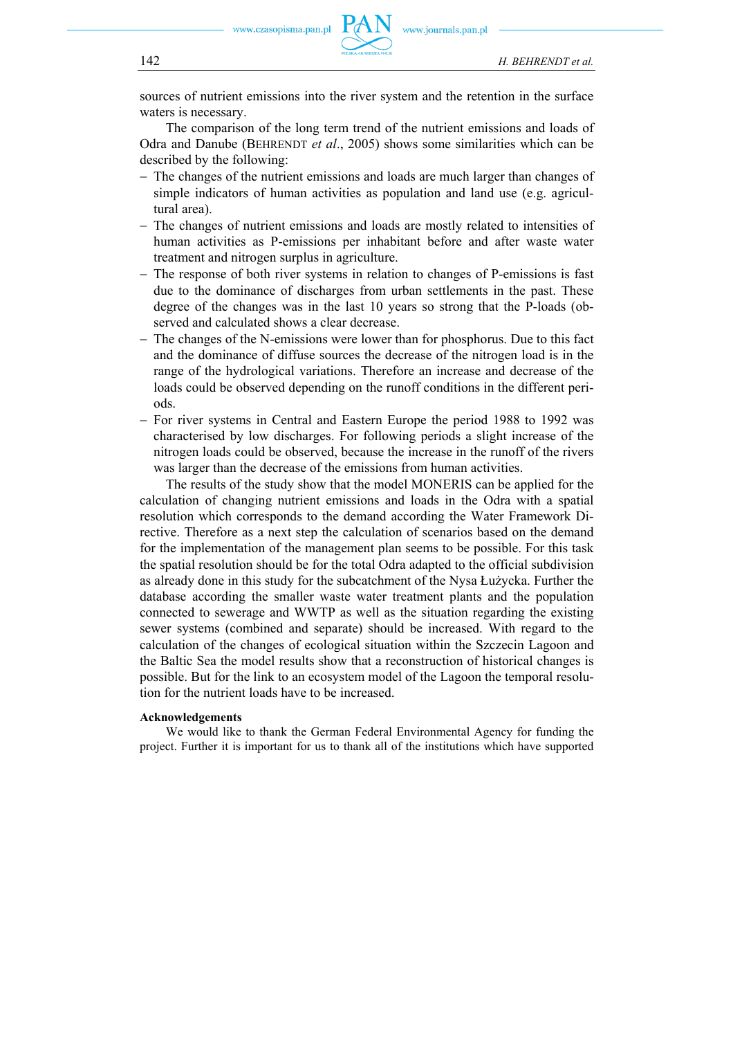sources of nutrient emissions into the river system and the retention in the surface waters is necessary.

The comparison of the long term trend of the nutrient emissions and loads of Odra and Danube (BEHRENDT *et al*., 2005) shows some similarities which can be described by the following:

- The changes of the nutrient emissions and loads are much larger than changes of simple indicators of human activities as population and land use (e.g. agricultural area).
- The changes of nutrient emissions and loads are mostly related to intensities of human activities as P-emissions per inhabitant before and after waste water treatment and nitrogen surplus in agriculture.
- The response of both river systems in relation to changes of P-emissions is fast due to the dominance of discharges from urban settlements in the past. These degree of the changes was in the last 10 years so strong that the P-loads (observed and calculated shows a clear decrease.
- The changes of the N-emissions were lower than for phosphorus. Due to this fact and the dominance of diffuse sources the decrease of the nitrogen load is in the range of the hydrological variations. Therefore an increase and decrease of the loads could be observed depending on the runoff conditions in the different periods.
- For river systems in Central and Eastern Europe the period 1988 to 1992 was characterised by low discharges. For following periods a slight increase of the nitrogen loads could be observed, because the increase in the runoff of the rivers was larger than the decrease of the emissions from human activities.

The results of the study show that the model MONERIS can be applied for the calculation of changing nutrient emissions and loads in the Odra with a spatial resolution which corresponds to the demand according the Water Framework Directive. Therefore as a next step the calculation of scenarios based on the demand for the implementation of the management plan seems to be possible. For this task the spatial resolution should be for the total Odra adapted to the official subdivision as already done in this study for the subcatchment of the Nysa Łużycka. Further the database according the smaller waste water treatment plants and the population connected to sewerage and WWTP as well as the situation regarding the existing sewer systems (combined and separate) should be increased. With regard to the calculation of the changes of ecological situation within the Szczecin Lagoon and the Baltic Sea the model results show that a reconstruction of historical changes is possible. But for the link to an ecosystem model of the Lagoon the temporal resolution for the nutrient loads have to be increased.

**Acknowledgements**

We would like to thank the German Federal Environmental Agency for funding the project. Further it is important for us to thank all of the institutions which have supported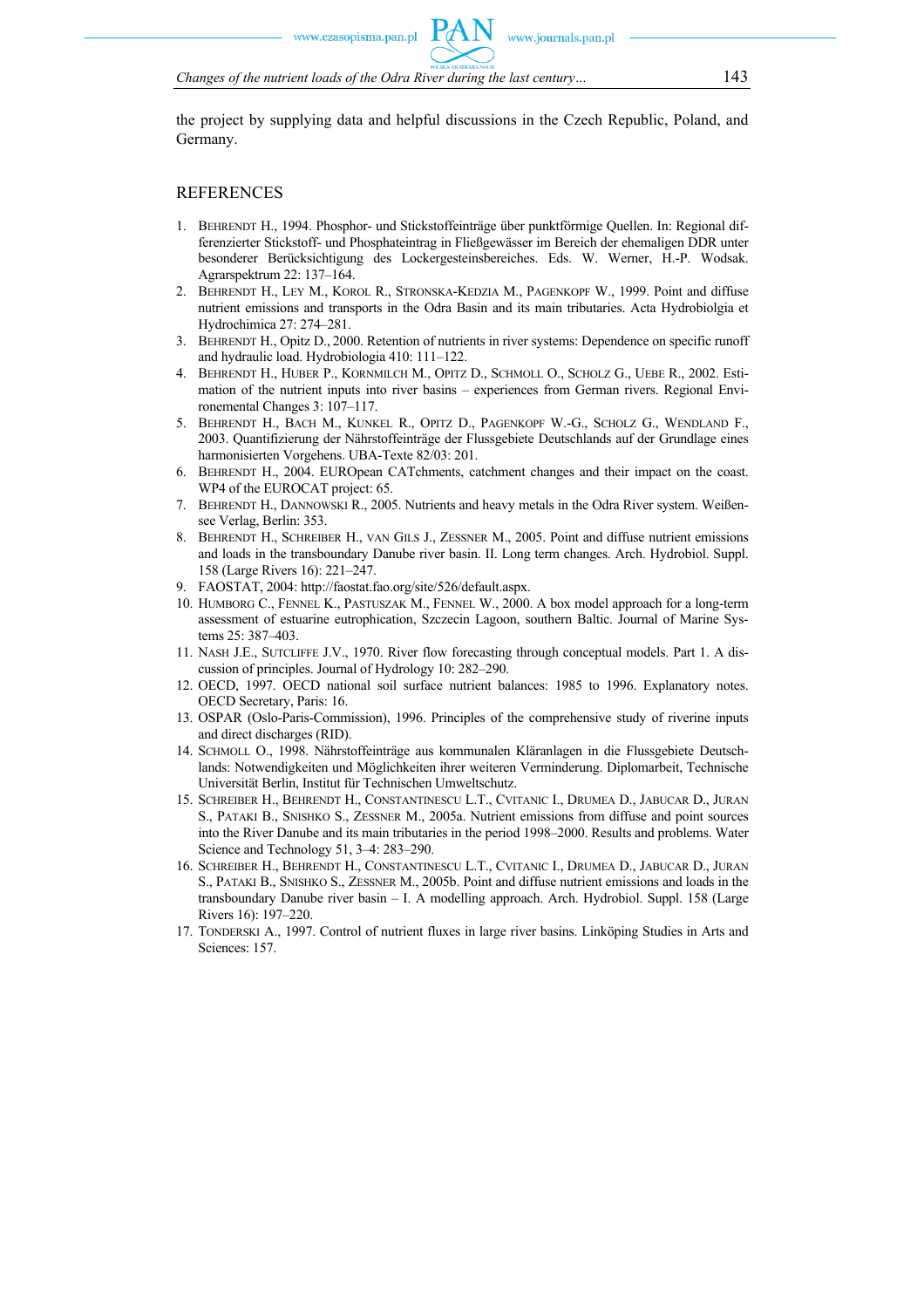the project by supplying data and helpful discussions in the Czech Republic, Poland, and Germany.

## REFERENCES

1. Behrendt H., 1994. Phosphor- und Stickstoffeinträge über punktförmige Quellen. In: Regional differenzierter Stickstoff- und Phosphateintrag in Fließgewässer im Bereich der ehemaligen DDR unter besonderer Berücksichtigung des Lockergesteinsbereiches. Eds. W. Werner, H.-P. Wodsak. Agrarspektrum 22: 137–164.
2. Behrendt H., Ley M., Korol R., Stronska-Kedzia M., Pagenkopf W., 1999. Point and diffuse nutrient emissions and transports in the Odra Basin and its main tributaries. Acta Hydrobiolgia et Hydrochimica 27: 274–281.
3. Behrendt H., Opitz D., 2000. Retention of nutrients in river systems: Dependence on specific runoff and hydraulic load. Hydrobiologia 410: 111–122.
4. Behrendt H., Huber P., Kornmilch M., Opitz D., Schmoll O., Scholz G., Uebe R., 2002. Estimation of the nutrient inputs into river basins – experiences from German rivers. Regional Environemental Changes 3: 107–117.
5. Behrendt H., Bach M., Kunkel R., Opitz D., Pagenkopf W.-G., Scholz G., Wendland F., 2003. Quantifizierung der Nährstoffeinträge der Flussgebiete Deutschlands auf der Grundlage eines harmonisierten Vorgehens. UBA-Texte 82/03: 201.
6. Behrendt H., 2004. EUROpean CATchments, catchment changes and their impact on the coast. WP4 of the EUROCAT project: 65.
7. Behrendt H., Dannowski R., 2005. Nutrients and heavy metals in the Odra River system. Weißensee Verlag, Berlin: 353.
8. Behrendt H., Schreiber H., van Gils J., Zessner M., 2005. Point and diffuse nutrient emissions and loads in the transboundary Danube river basin. II. Long term changes. Arch. Hydrobiol. Suppl. 158 (Large Rivers 16): 221–247.
9. FAOSTAT, 2004: http://faostat.fao.org/site/526/default.aspx.
10. Humborg C., Fennel K., Pastuszak M., Fennel W., 2000. A box model approach for a long-term assessment of estuarine eutrophication, Szczecin Lagoon, southern Baltic. Journal of Marine Systems 25: 387–403.
11. Nash J.E., Sutcliffe J.V., 1970. River flow forecasting through conceptual models. Part 1. A discussion of principles. Journal of Hydrology 10: 282–290.
12. OECD, 1997. OECD national soil surface nutrient balances: 1985 to 1996. Explanatory notes. OECD Secretary, Paris: 16.
13. OSPAR (Oslo-Paris-Commission), 1996. Principles of the comprehensive study of riverine inputs and direct discharges (RID).
14. Schmoll O., 1998. Nährstoffeinträge aus kommunalen Kläranlagen in die Flussgebiete Deutschlands: Notwendigkeiten und Möglichkeiten ihrer weiteren Verminderung. Diplomarbeit, Technische Universität Berlin, Institut für Technischen Umweltschutz.
15. Schreiber H., Behrendt H., Constantinescu L.T., Cvitanic I., Drumea D., Jabucar D., Juran S., Pataki B., Snishko S., Zessner M., 2005a. Nutrient emissions from diffuse and point sources into the River Danube and its main tributaries in the period 1998–2000. Results and problems. Water Science and Technology 51, 3–4: 283–290.
16. Schreiber H., Behrendt H., Constantinescu L.T., Cvitanic I., Drumea D., Jabucar D., Juran S., Pataki B., Snishko S., Zessner M., 2005b. Point and diffuse nutrient emissions and loads in the transboundary Danube river basin – I. A modelling approach. Arch. Hydrobiol. Suppl. 158 (Large Rivers 16): 197–220.
17. Tonderski A., 1997. Control of nutrient fluxes in large river basins. Linköping Studies in Arts and Sciences: 157.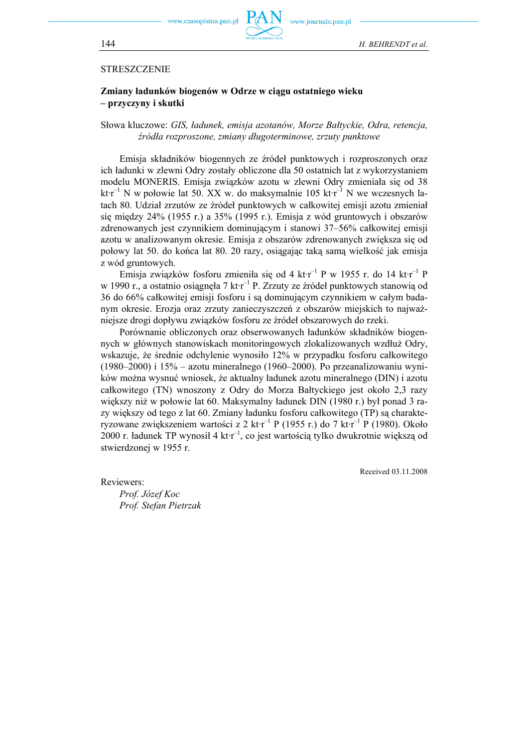STRESZCZENIE

**Zmiany ładunków biogenów w Odrze w ciągu ostatniego wieku – przyczyny i skutki**

Słowa kluczowe: *GIS, ładunek, emisja azotanów, Morze Bałtyckie, Odra, retencja, źródła rozproszone, zmiany długoterminowe, zrzuty punktowe*

Emisja składników biogennych ze źródeł punktowych i rozproszonych oraz ich ładunki w zlewni Odry zostały obliczone dla 50 ostatnich lat z wykorzystaniem modelu MONERIS. Emisja związków azotu w zlewni Odry zmieniała się od 38 $kt \cdot r^{-1}$ N w połowie lat 50. XX w. do maksymalnie 105 $kt \cdot r^{-1}$ N we wczesnych latach 80. Udział zrzutów ze źródeł punktowych w całkowitej emisji azotu zmieniał się między 24% (1955 r.) a 35% (1995 r.). Emisja z wód gruntowych i obszarów zdrenowanych jest czynnikiem dominującym i stanowi 37–56% całkowitej emisji azotu w analizowanym okresie. Emisja z obszarów zdrenowanych zwiększa się od połowy lat 50. do końca lat 80. 20 razy, osiągając taką samą wielkość jak emisja z wód gruntowych.

Emisja związków fosforu zmieniła się od 4 $kt \cdot r^{-1}$ P w 1955 r. do 14 $kt \cdot r^{-1}$ P w 1990 r., a ostatnio osiągnęła 7 $kt \cdot r^{-1}$ P. Zrzuty ze źródeł punktowych stanowią od 36 do 66% całkowitej emisji fosforu i są dominującym czynnikiem w całym badanym okresie. Erozja oraz zrzuty zanieczyszczeń z obszarów miejskich to najważniejsze drogi dopływu związków fosforu ze źródeł obszarowych do rzeki.

Porównanie obliczonych oraz obserwowanych ładunków składników biogennych w głównych stanowiskach monitoringowych zlokalizowanych wzdłuż Odry, wskazuje, że średnie odchylenie wynosiło 12% w przypadku fosforu całkowitego (1980–2000) i 15% – azotu mineralnego (1960–2000). Po przeanalizowaniu wyników można wysnuć wniosek, że aktualny ładunek azotu mineralnego (DIN) i azotu całkowitego (TN) wnoszony z Odry do Morza Bałtyckiego jest około 2,3 razy większy niż w połowie lat 60. Maksymalny ładunek DIN (1980 r.) był ponad 3 razy większy od tego z lat 60. Zmiany ładunku fosforu całkowitego (TP) są charakteryzowane zwiększeniem wartości z 2 $kt \cdot r^{-1}$ P (1955 r.) do 7 $kt \cdot r^{-1}$ P (1980). Około 2000 r. ładunek TP wynosił 4 $kt \cdot r^{-1}$, co jest wartością tylko dwukrotnie większą od stwierdzonej w 1955 r.

Received 03.11.2008

Reviewers:

*Prof. Józef Koc*
*Prof. Stefan Pietrzak*